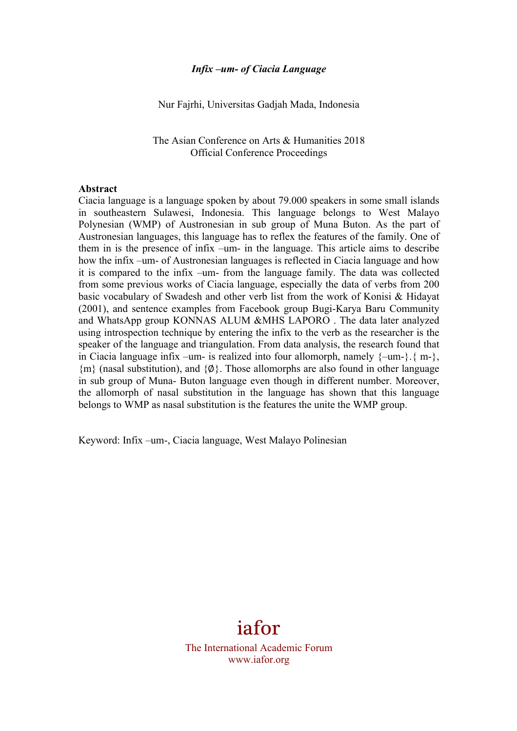***Infix –um- of Ciacia Language***

Nur Fajrhi, Universitas Gadjah Mada, Indonesia

The Asian Conference on Arts & Humanities 2018
Official Conference Proceedings

**Abstract**

Ciacia language is a language spoken by about 79.000 speakers in some small islands in southeastern Sulawesi, Indonesia. This language belongs to West Malayo Polynesian (WMP) of Austronesian in sub group of Muna Buton. As the part of Austronesian languages, this language has to reflex the features of the family. One of them in is the presence of infix –um- in the language. This article aims to describe how the infix –um- of Austronesian languages is reflected in Ciacia language and how it is compared to the infix –um- from the language family. The data was collected from some previous works of Ciacia language, especially the data of verbs from 200 basic vocabulary of Swadesh and other verb list from the work of Konisi & Hidayat (2001), and sentence examples from Facebook group Bugi-Karya Baru Community and WhatsApp group KONNAS ALUM &MHS LAPORO . The data later analyzed using introspection technique by entering the infix to the verb as the researcher is the speaker of the language and triangulation. From data analysis, the research found that in Ciacia language infix –um- is realized into four allomorph, namely {–um-}.{ m-}, {m} (nasal substitution), and {Ø}. Those allomorphs are also found in other language in sub group of Muna- Buton language even though in different number. Moreover, the allomorph of nasal substitution in the language has shown that this language belongs to WMP as nasal substitution is the features the unite the WMP group.

Keyword: Infix –um-, Ciacia language, West Malayo Polinesian

iafor

The International Academic Forum
www.iafor.org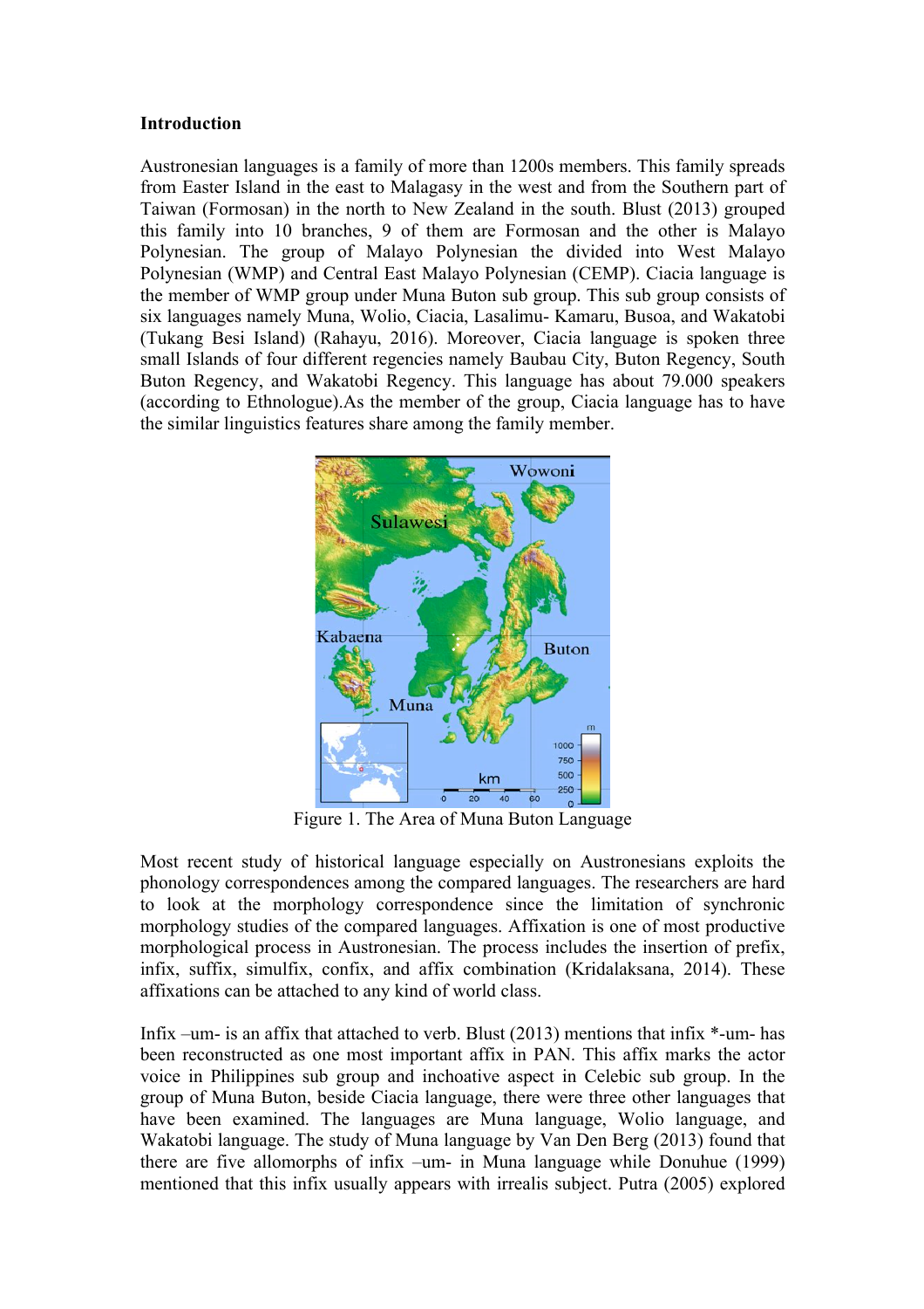**Introduction**

Austronesian languages is a family of more than 1200s members. This family spreads from Easter Island in the east to Malagasy in the west and from the Southern part of Taiwan (Formosan) in the north to New Zealand in the south. Blust (2013) grouped this family into 10 branches, 9 of them are Formosan and the other is Malayo Polynesian. The group of Malayo Polynesian the divided into West Malayo Polynesian (WMP) and Central East Malayo Polynesian (CEMP). Ciacia language is the member of WMP group under Muna Buton sub group. This sub group consists of six languages namely Muna, Wolio, Ciacia, Lasalimu- Kamaru, Busoa, and Wakatobi (Tukang Besi Island) (Rahayu, 2016). Moreover, Ciacia language is spoken three small Islands of four different regencies namely Baubau City, Buton Regency, South Buton Regency, and Wakatobi Regency. This language has about 79.000 speakers (according to Ethnologue).As the member of the group, Ciacia language has to have the similar linguistics features share among the family member.

Figure 1. The Area of Muna Buton Language

Most recent study of historical language especially on Austronesians exploits the phonology correspondences among the compared languages. The researchers are hard to look at the morphology correspondence since the limitation of synchronic morphology studies of the compared languages. Affixation is one of most productive morphological process in Austronesian. The process includes the insertion of prefix, infix, suffix, simulfix, confix, and affix combination (Kridalaksana, 2014). These affixations can be attached to any kind of world class.

Infix –um- is an affix that attached to verb. Blust (2013) mentions that infix *-um- has been reconstructed as one most important affix in PAN. This affix marks the actor voice in Philippines sub group and inchoative aspect in Celebic sub group. In the group of Muna Buton, beside Ciacia language, there were three other languages that have been examined. The languages are Muna language, Wolio language, and Wakatobi language. The study of Muna language by Van Den Berg (2013) found that there are five allomorphs of infix –um- in Muna language while Donuhue (1999) mentioned that this infix usually appears with irrealis subject. Putra (2005) explored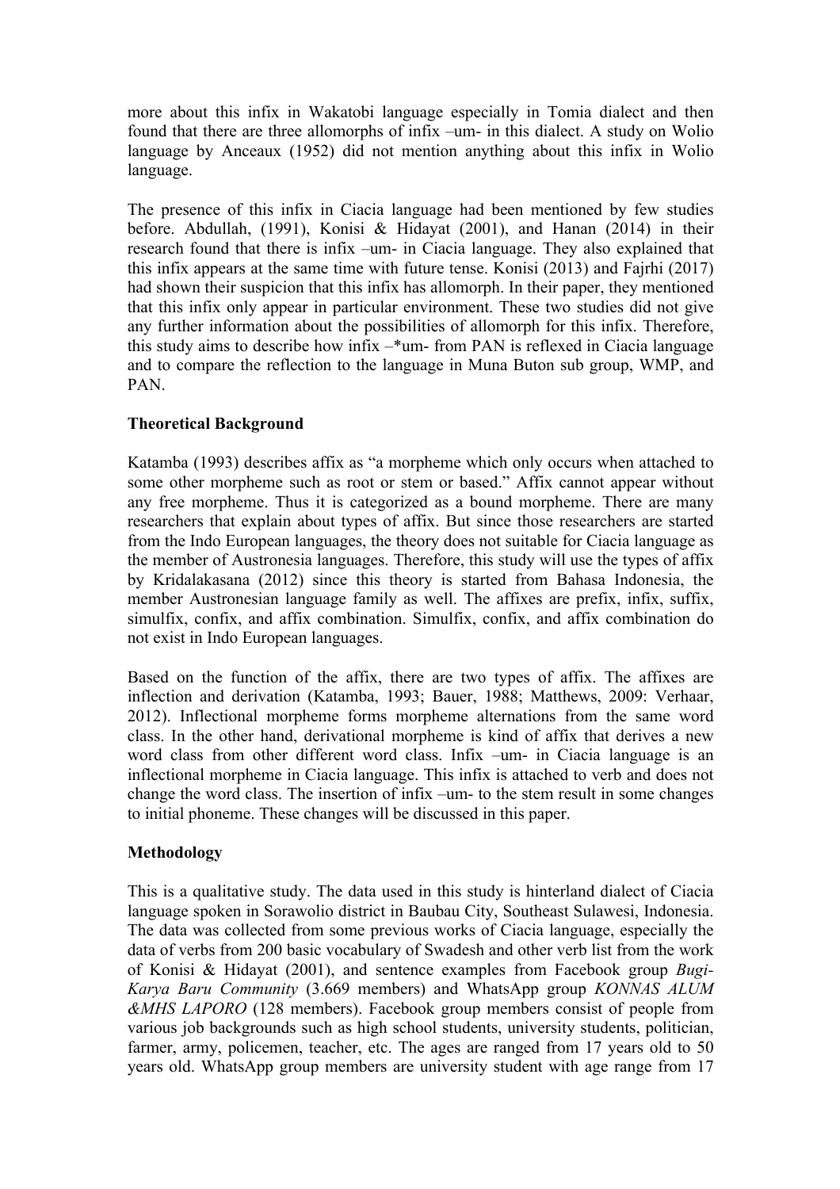more about this infix in Wakatobi language especially in Tomia dialect and then found that there are three allomorphs of infix –um- in this dialect. A study on Wolio language by Anceaux (1952) did not mention anything about this infix in Wolio language.

The presence of this infix in Ciacia language had been mentioned by few studies before. Abdullah, (1991), Konisi & Hidayat (2001), and Hanan (2014) in their research found that there is infix –um- in Ciacia language. They also explained that this infix appears at the same time with future tense. Konisi (2013) and Fajrhi (2017) had shown their suspicion that this infix has allomorph. In their paper, they mentioned that this infix only appear in particular environment. These two studies did not give any further information about the possibilities of allomorph for this infix. Therefore, this study aims to describe how infix –*um- from PAN is reflexed in Ciacia language and to compare the reflection to the language in Muna Buton sub group, WMP, and PAN.

**Theoretical Background**

Katamba (1993) describes affix as "a morpheme which only occurs when attached to some other morpheme such as root or stem or based." Affix cannot appear without any free morpheme. Thus it is categorized as a bound morpheme. There are many researchers that explain about types of affix. But since those researchers are started from the Indo European languages, the theory does not suitable for Ciacia language as the member of Austronesia languages. Therefore, this study will use the types of affix by Kridalakasana (2012) since this theory is started from Bahasa Indonesia, the member Austronesian language family as well. The affixes are prefix, infix, suffix, simulfix, confix, and affix combination. Simulfix, confix, and affix combination do not exist in Indo European languages.

Based on the function of the affix, there are two types of affix. The affixes are inflection and derivation (Katamba, 1993; Bauer, 1988; Matthews, 2009: Verhaar, 2012). Inflectional morpheme forms morpheme alternations from the same word class. In the other hand, derivational morpheme is kind of affix that derives a new word class from other different word class. Infix –um- in Ciacia language is an inflectional morpheme in Ciacia language. This infix is attached to verb and does not change the word class. The insertion of infix –um- to the stem result in some changes to initial phoneme. These changes will be discussed in this paper.

**Methodology**

This is a qualitative study. The data used in this study is hinterland dialect of Ciacia language spoken in Sorawolio district in Baubau City, Southeast Sulawesi, Indonesia. The data was collected from some previous works of Ciacia language, especially the data of verbs from 200 basic vocabulary of Swadesh and other verb list from the work of Konisi & Hidayat (2001), and sentence examples from Facebook group *Bugi-Karya Baru Community* (3.669 members) and WhatsApp group *KONNAS ALUM &MHS LAPORO* (128 members). Facebook group members consist of people from various job backgrounds such as high school students, university students, politician, farmer, army, policemen, teacher, etc. The ages are ranged from 17 years old to 50 years old. WhatsApp group members are university student with age range from 17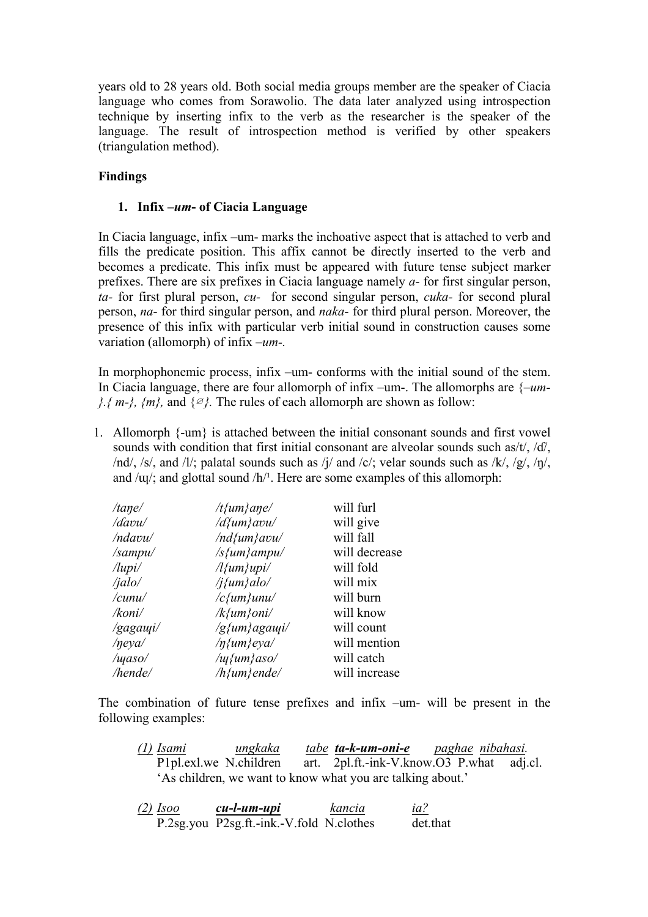years old to 28 years old. Both social media groups member are the speaker of Ciacia language who comes from Sorawolio. The data later analyzed using introspection technique by inserting infix to the verb as the researcher is the speaker of the language. The result of introspection method is verified by other speakers (triangulation method).

**Findings**

1. **Infix –*um*- of Ciacia Language**

In Ciacia language, infix –um- marks the inchoative aspect that is attached to verb and fills the predicate position. This affix cannot be directly inserted to the verb and becomes a predicate. This infix must be appeared with future tense subject marker prefixes. There are six prefixes in Ciacia language namely *a-* for first singular person, *ta-* for first plural person, *cu-* for second singular person, *cuka-* for second plural person, *na-* for third singular person, and *naka-* for third plural person. Moreover, the presence of this infix with particular verb initial sound in construction causes some variation (allomorph) of infix *–um-*.

In morphophonemic process, infix –um- conforms with the initial sound of the stem. In Ciacia language, there are four allomorph of infix –um-. The allomorphs are *{–um-}.{ m-}, {m},* and *{∅}.* The rules of each allomorph are shown as follow:

1. Allomorph {-um} is attached between the initial consonant sounds and first vowel sounds with condition that first initial consonant are alveolar sounds such as/t/, /ɗ/, /nd/, /s/, and /l/; palatal sounds such as /j/ and /c/; velar sounds such as /k/, /g/, /ŋ/, and /ɰ/; and glottal sound /h/[1]. Here are some examples of this allomorph:

| | | |
|---|---|---|
| */taŋe/* | */t{um}aŋe/* | will furl |
| */ɗavu/* | */ɗ{um}avu/* | will give |
| */ndavu/* | */nd{um}avu/* | will fall |
| */sampu/* | */s{um}ampu/* | will decrease |
| */lupi/* | */l{um}upi/* | will fold |
| */jalo/* | */j{um}alo/* | will mix |
| */cunu/* | */c{um}unu/* | will burn |
| */koni/* | */k{um}oni/* | will know |
| */gagaɰi/* | */g{um}agaɰi/* | will count |
| */ŋeya/* | */ŋ{um}eya/* | will mention |
| */ɰaso/* | */ɰ{um}aso/* | will catch |
| */hende/* | */h{um}ende/* | will increase |

The combination of future tense prefixes and infix –um- will be present in the following examples:

(1) Isami ungkaka tabe ***ta-k-um-oni-e*** paghae nibahasi.
P1pl.exl.we N.children art. 2pl.ft.-ink-V.know.O3 P.what adj.cl.
'As children, we want to know what you are talking about.'

(2) Isoo ***cu-l-um-upi*** kancia ia?
P.2sg.you P2sg.ft.-ink.-V.fold N.clothes det.that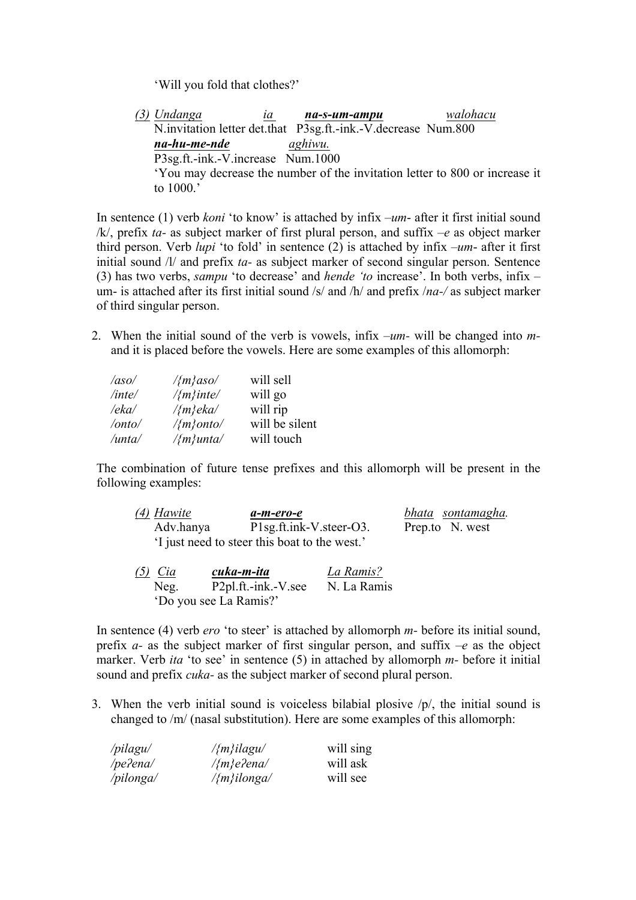'Will you fold that clothes?'

*(3)* *Undanga* *ia* ***na-s-um-ampu*** *walohacu*
N.invitation letter det.that P3sg.ft.-ink.-V.decrease Num.800
***na-hu-me-nde*** *aghiwu.*
P3sg.ft.-ink.-V.increase Num.1000
'You may decrease the number of the invitation letter to 800 or increase it to 1000.'

In sentence (1) verb *koni* 'to know' is attached by infix –*um*- after it first initial sound /k/, prefix *ta-* as subject marker of first plural person, and suffix –*e* as object marker third person. Verb *lupi* 'to fold' in sentence (2) is attached by infix –*um*- after it first initial sound /l/ and prefix *ta-* as subject marker of second singular person. Sentence (3) has two verbs, *sampu* 'to decrease' and *hende 'to* increase'. In both verbs, infix –um- is attached after its first initial sound /s/ and /h/ and prefix /*na-/* as subject marker of third singular person.

2. When the initial sound of the verb is vowels, infix –*um*- will be changed into *m-* and it is placed before the vowels. Here are some examples of this allomorph:

| | | |
|---|---|---|
| */aso/* | */{m}aso/* | will sell |
| */inte/* | */{m}inte/* | will go |
| */eka/* | */{m}eka/* | will rip |
| */onto/* | */{m}onto/* | will be silent |
| */unta/* | */{m}unta/* | will touch |

The combination of future tense prefixes and this allomorph will be present in the following examples:

*(4)* *Hawite* ***a-m-ero-e*** *bhata* *sontamagha.*
Adv.hanya P1sg.ft.ink-V.steer-O3. Prep.to N. west
'I just need to steer this boat to the west.'

*(5)* *Cia* ***cuka-m-ita*** *La Ramis?*
Neg. P2pl.ft.-ink.-V.see N. La Ramis
'Do you see La Ramis?'

In sentence (4) verb *ero* 'to steer' is attached by allomorph *m-* before its initial sound, prefix *a-* as the subject marker of first singular person, and suffix –*e* as the object marker. Verb *ita* 'to see' in sentence (5) in attached by allomorph *m-* before it initial sound and prefix *cuka-* as the subject marker of second plural person.

3. When the verb initial sound is voiceless bilabial plosive /p/, the initial sound is changed to /m/ (nasal substitution). Here are some examples of this allomorph:

| | | |
|---|---|---|
| */pilagu/* | */{m}ilagu/* | will sing |
| */peʔena/* | */{m}eʔena/* | will ask |
| */pilonga/* | */{m}ilonga/* | will see |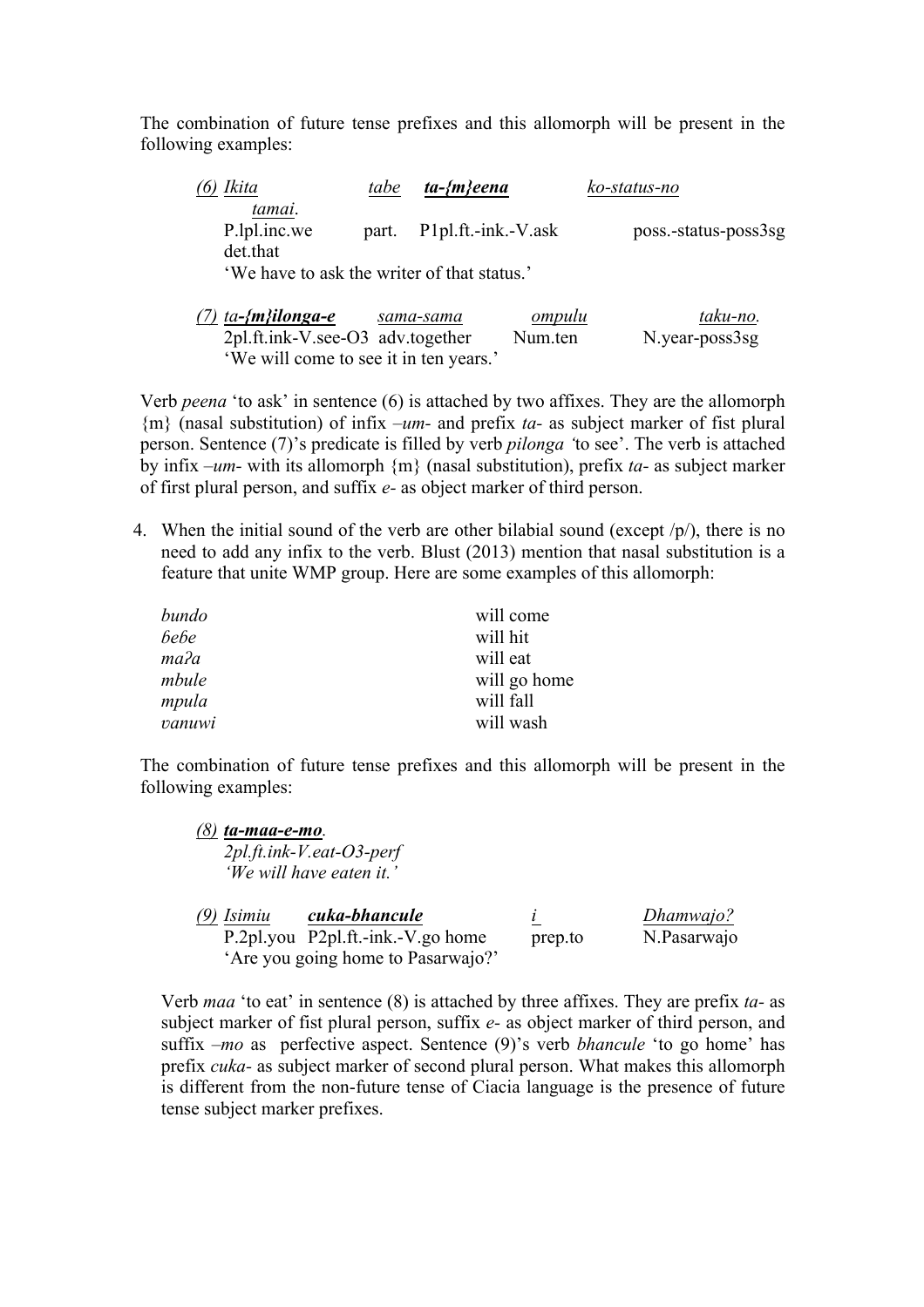The combination of future tense prefixes and this allomorph will be present in the following examples:

(6) <u>Ikita</u> <u>tabe</u> <u>***ta-{m}eena***</u> <u>ko-status-no</u> <u>tamai</u>.
P.lpl.inc.we part. P1pl.ft.-ink.-V.ask poss.-status-poss3sg det.that
'We have to ask the writer of that status.'

(7) <u>*ta**-{m}ilonga-e***</u> <u>*sama-sama*</u> <u>*ompulu*</u> <u>*taku-no*</u>.
2pl.ft.ink-V.see-O3 adv.together Num.ten N.year-poss3sg
'We will come to see it in ten years.'

Verb *peena* 'to ask' in sentence (6) is attached by two affixes. They are the allomorph {m} (nasal substitution) of infix *–um-* and prefix *ta-* as subject marker of fist plural person. Sentence (7)'s predicate is filled by verb *pilonga* 'to see'. The verb is attached by infix *–um-* with its allomorph {m} (nasal substitution), prefix *ta-* as subject marker of first plural person, and suffix *e-* as object marker of third person.

4. When the initial sound of the verb are other bilabial sound (except /p/), there is no need to add any infix to the verb. Blust (2013) mention that nasal substitution is a feature that unite WMP group. Here are some examples of this allomorph:

| | |
|---|---|
| *bundo* | will come |
| *ɓeɓe* | will hit |
| *maʔa* | will eat |
| *mbule* | will go home |
| *mpula* | will fall |
| *vanuwi* | will wash |

The combination of future tense prefixes and this allomorph will be present in the following examples:

*(8)* <u>***ta-maa-e-mo***</u>.
*2pl.ft.ink-V.eat-O3-perf*
*'We will have eaten it.'*

(9) <u>*Isimiu*</u> <u>***cuka-bhancule***</u> <u>*i*</u> <u>*Dhamwajo?*</u>
P.2pl.you P2pl.ft.-ink.-V.go home prep.to N.Pasarwajo
'Are you going home to Pasarwajo?'

Verb *maa* 'to eat' in sentence (8) is attached by three affixes. They are prefix *ta-* as subject marker of fist plural person, suffix *e-* as object marker of third person, and suffix *–mo* as perfective aspect. Sentence (9)'s verb *bhancule* 'to go home' has prefix *cuka-* as subject marker of second plural person. What makes this allomorph is different from the non-future tense of Ciacia language is the presence of future tense subject marker prefixes.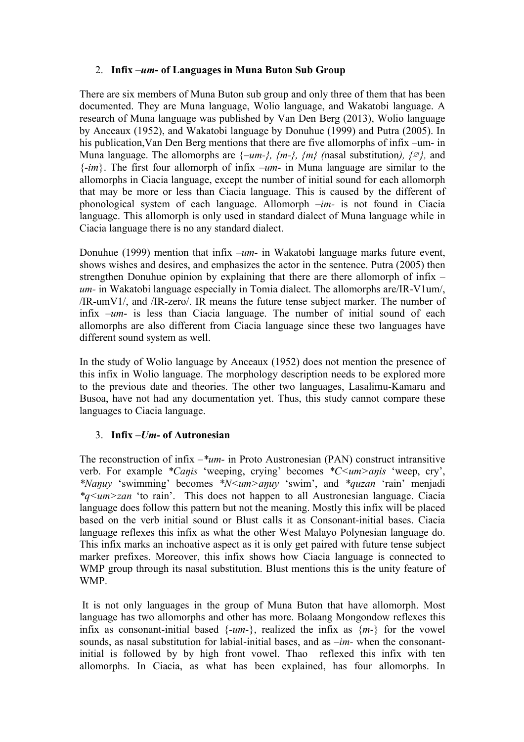2. **Infix –*um*- of Languages in Muna Buton Sub Group**

There are six members of Muna Buton sub group and only three of them that has been documented. They are Muna language, Wolio language, and Wakatobi language. A research of Muna language was published by Van Den Berg (2013), Wolio language by Anceaux (1952), and Wakatobi language by Donuhue (1999) and Putra (2005). In his publication,Van Den Berg mentions that there are five allomorphs of infix –um- in Muna language. The allomorphs are *{–um-}, {m-}, {m} (*nasal substitution*), {∅},* and {*-im*}. The first four allomorph of infix –*um*- in Muna language are similar to the allomorphs in Ciacia language, except the number of initial sound for each allomorph that may be more or less than Ciacia language. This is caused by the different of phonological system of each language. Allomorph –*im*- is not found in Ciacia language. This allomorph is only used in standard dialect of Muna language while in Ciacia language there is no any standard dialect.

Donuhue (1999) mention that infix –*um*- in Wakatobi language marks future event, shows wishes and desires, and emphasizes the actor in the sentence. Putra (2005) then strengthen Donuhue opinion by explaining that there are there allomorph of infix –*um*- in Wakatobi language especially in Tomia dialect. The allomorphs are/IR-V1um/, /IR-umV1/, and /IR-zero/. IR means the future tense subject marker. The number of infix –*um*- is less than Ciacia language. The number of initial sound of each allomorphs are also different from Ciacia language since these two languages have different sound system as well.

In the study of Wolio language by Anceaux (1952) does not mention the presence of this infix in Wolio language. The morphology description needs to be explored more to the previous date and theories. The other two languages, Lasalimu-Kamaru and Busoa, have not had any documentation yet. Thus, this study cannot compare these languages to Ciacia language.

3. **Infix –*Um*- of Autronesian**

The reconstruction of infix –*\*um*- in Proto Austronesian (PAN) construct intransitive verb. For example *\*Caŋis* 'weeping, crying' becomes *\*C<um>aŋis* 'weep, cry', *\*Naŋuy* 'swimming' becomes *\*N<um>aŋuy* 'swim', and *\*quzan* 'rain' menjadi *\*q<um>zan* 'to rain'. This does not happen to all Austronesian language. Ciacia language does follow this pattern but not the meaning. Mostly this infix will be placed based on the verb initial sound or Blust calls it as Consonant-initial bases. Ciacia language reflexes this infix as what the other West Malayo Polynesian language do. This infix marks an inchoative aspect as it is only get paired with future tense subject marker prefixes. Moreover, this infix shows how Ciacia language is connected to WMP group through its nasal substitution. Blust mentions this is the unity feature of WMP.

It is not only languages in the group of Muna Buton that have allomorph. Most language has two allomorphs and other has more. Bolaang Mongondow reflexes this infix as consonant-initial based {*-um-*}, realized the infix as {*m-*} for the vowel sounds, as nasal substitution for labial-initial bases, and as –*im*- when the consonant-initial is followed by by high front vowel. Thao reflexed this infix with ten allomorphs. In Ciacia, as what has been explained, has four allomorphs. In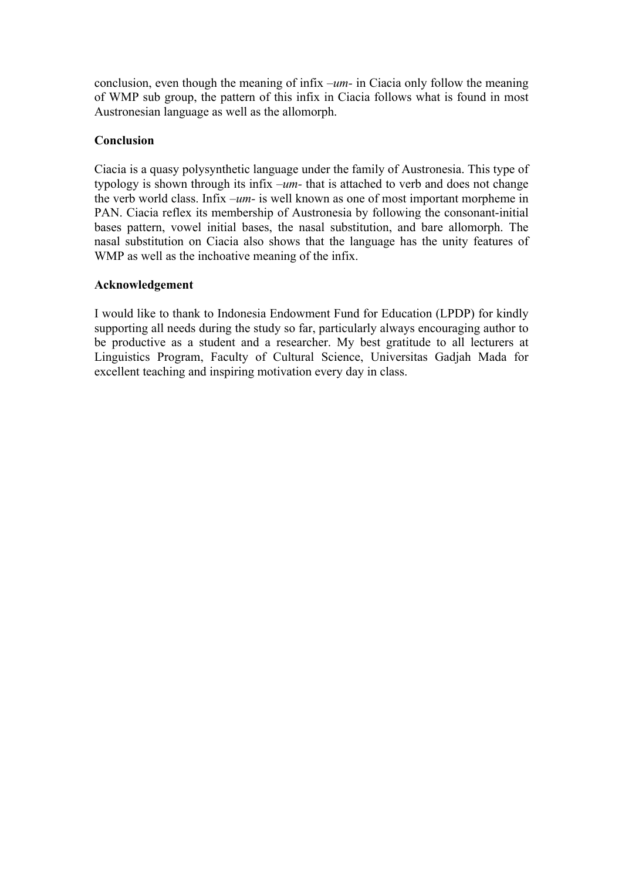conclusion, even though the meaning of infix *–um-* in Ciacia only follow the meaning of WMP sub group, the pattern of this infix in Ciacia follows what is found in most Austronesian language as well as the allomorph.

**Conclusion**

Ciacia is a quasy polysynthetic language under the family of Austronesia. This type of typology is shown through its infix *–um-* that is attached to verb and does not change the verb world class. Infix *–um-* is well known as one of most important morpheme in PAN. Ciacia reflex its membership of Austronesia by following the consonant-initial bases pattern, vowel initial bases, the nasal substitution, and bare allomorph. The nasal substitution on Ciacia also shows that the language has the unity features of WMP as well as the inchoative meaning of the infix.

**Acknowledgement**

I would like to thank to Indonesia Endowment Fund for Education (LPDP) for kindly supporting all needs during the study so far, particularly always encouraging author to be productive as a student and a researcher. My best gratitude to all lecturers at Linguistics Program, Faculty of Cultural Science, Universitas Gadjah Mada for excellent teaching and inspiring motivation every day in class.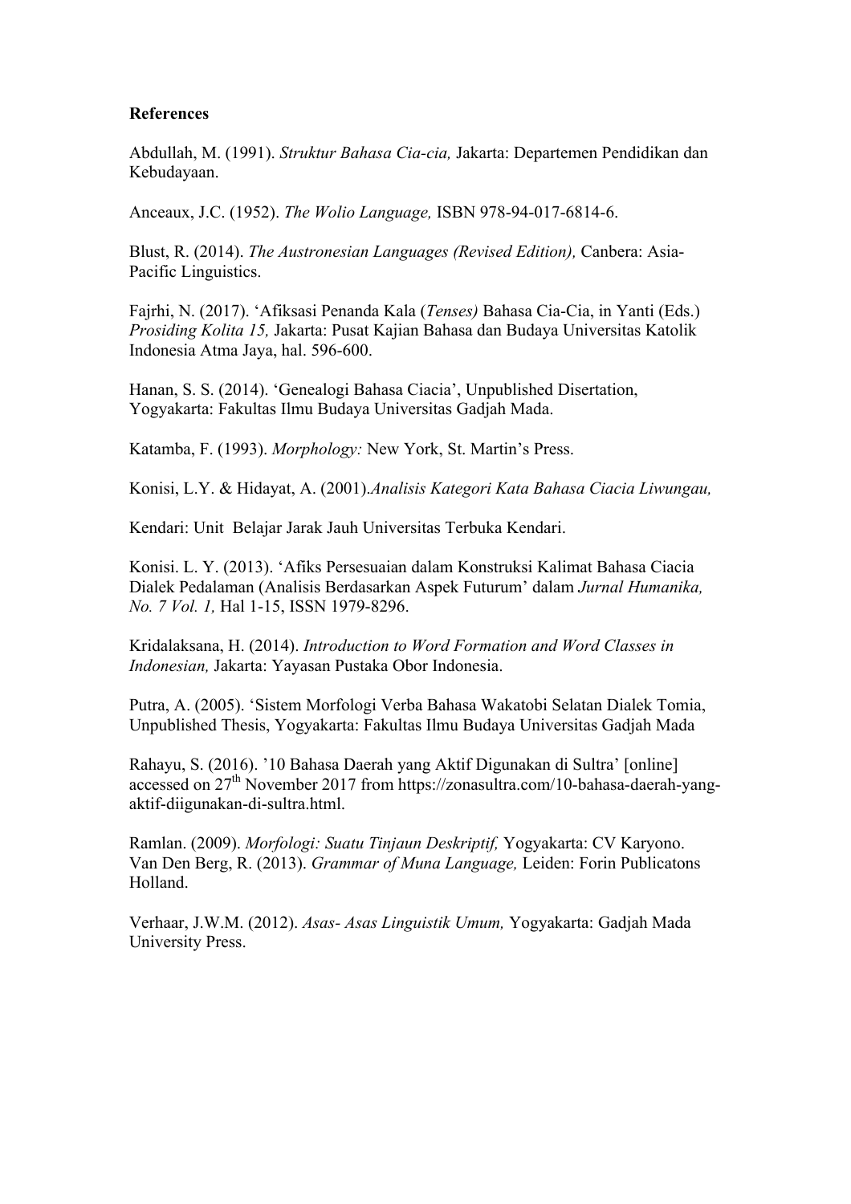**References**

Abdullah, M. (1991). *Struktur Bahasa Cia-cia,* Jakarta: Departemen Pendidikan dan Kebudayaan.

Anceaux, J.C. (1952). *The Wolio Language,* ISBN 978-94-017-6814-6.

Blust, R. (2014). *The Austronesian Languages (Revised Edition),* Canbera: Asia-Pacific Linguistics.

Fajrhi, N. (2017). 'Afiksasi Penanda Kala (*Tenses)* Bahasa Cia-Cia, in Yanti (Eds.) *Prosiding Kolita 15,* Jakarta: Pusat Kajian Bahasa dan Budaya Universitas Katolik Indonesia Atma Jaya, hal. 596-600.

Hanan, S. S. (2014). 'Genealogi Bahasa Ciacia', Unpublished Disertation, Yogyakarta: Fakultas Ilmu Budaya Universitas Gadjah Mada.

Katamba, F. (1993). *Morphology:* New York, St. Martin's Press.

Konisi, L.Y. & Hidayat, A. (2001).*Analisis Kategori Kata Bahasa Ciacia Liwungau,*

Kendari: Unit Belajar Jarak Jauh Universitas Terbuka Kendari.

Konisi. L. Y. (2013). 'Afiks Persesuaian dalam Konstruksi Kalimat Bahasa Ciacia Dialek Pedalaman (Analisis Berdasarkan Aspek Futurum' dalam *Jurnal Humanika, No. 7 Vol. 1,* Hal 1-15, ISSN 1979-8296.

Kridalaksana, H. (2014). *Introduction to Word Formation and Word Classes in Indonesian,* Jakarta: Yayasan Pustaka Obor Indonesia.

Putra, A. (2005). 'Sistem Morfologi Verba Bahasa Wakatobi Selatan Dialek Tomia, Unpublished Thesis, Yogyakarta: Fakultas Ilmu Budaya Universitas Gadjah Mada

Rahayu, S. (2016). '10 Bahasa Daerah yang Aktif Digunakan di Sultra' [online] accessed on 27th November 2017 from https://zonasultra.com/10-bahasa-daerah-yang-aktif-diigunakan-di-sultra.html.

Ramlan. (2009). *Morfologi: Suatu Tinjaun Deskriptif,* Yogyakarta: CV Karyono.
Van Den Berg, R. (2013). *Grammar of Muna Language,* Leiden: Forin Publicatons Holland.

Verhaar, J.W.M. (2012). *Asas- Asas Linguistik Umum,* Yogyakarta: Gadjah Mada University Press.